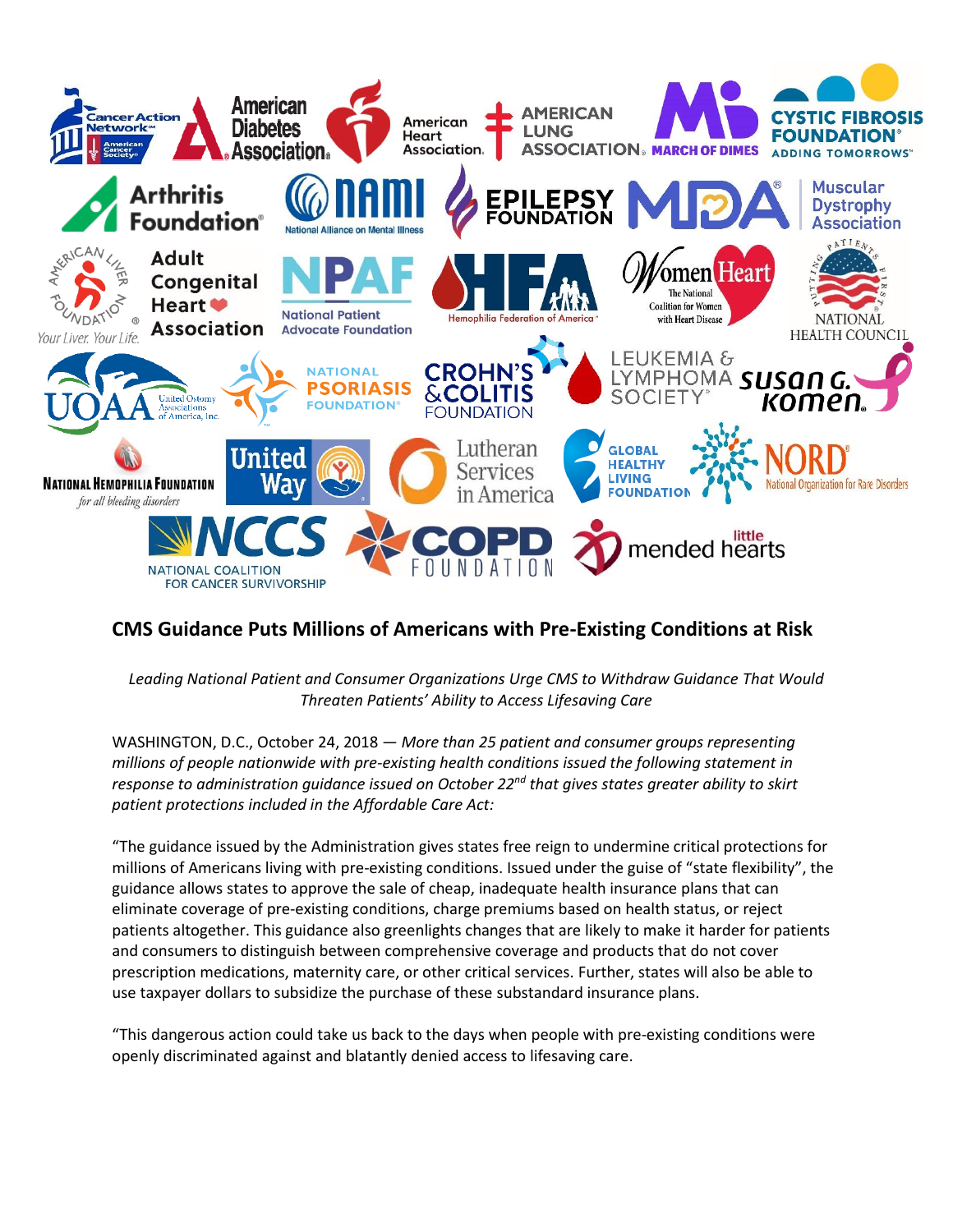## CMS Guidance Puts Millions of Americans with Pre-Existing Conditions at Risk

*Leading National Patient and Consumer Organizations Urge CMS to Withdraw Guidance That Would Threaten Patients' Ability to Access Lifesaving Care*

WASHINGTON, D.C., October 24, 2018 — *More than 25 patient and consumer groups representing millions of people nationwide with pre-existing health conditions issued the following statement in response to administration guidance issued on October 22nd that gives states greater ability to skirt patient protections included in the Affordable Care Act:*

"The guidance issued by the Administration gives states free reign to undermine critical protections for millions of Americans living with pre-existing conditions. Issued under the guise of "state flexibility", the guidance allows states to approve the sale of cheap, inadequate health insurance plans that can eliminate coverage of pre-existing conditions, charge premiums based on health status, or reject patients altogether. This guidance also greenlights changes that are likely to make it harder for patients and consumers to distinguish between comprehensive coverage and products that do not cover prescription medications, maternity care, or other critical services. Further, states will also be able to use taxpayer dollars to subsidize the purchase of these substandard insurance plans.

"This dangerous action could take us back to the days when people with pre-existing conditions were openly discriminated against and blatantly denied access to lifesaving care.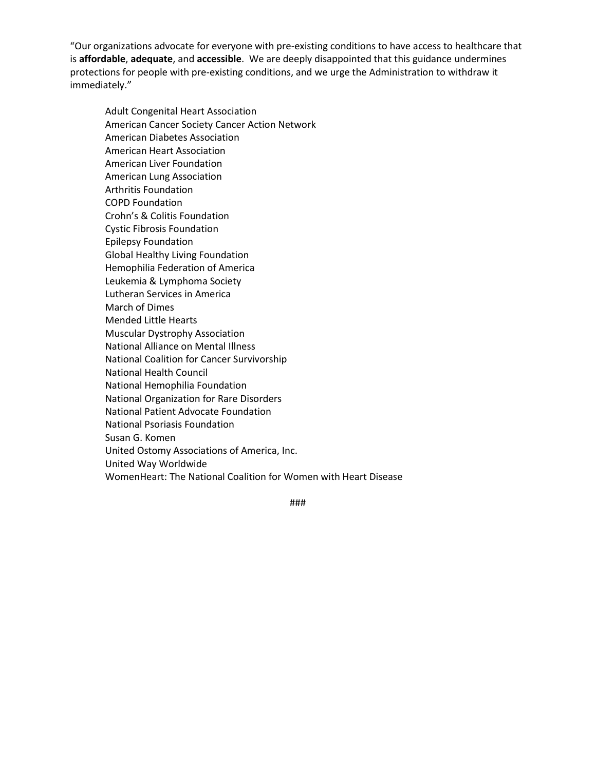"Our organizations advocate for everyone with pre-existing conditions to have access to healthcare that is **affordable**, **adequate**, and **accessible**. We are deeply disappointed that this guidance undermines protections for people with pre-existing conditions, and we urge the Administration to withdraw it immediately."

Adult Congenital Heart Association
American Cancer Society Cancer Action Network
American Diabetes Association
American Heart Association
American Liver Foundation
American Lung Association
Arthritis Foundation
COPD Foundation
Crohn's & Colitis Foundation
Cystic Fibrosis Foundation
Epilepsy Foundation
Global Healthy Living Foundation
Hemophilia Federation of America
Leukemia & Lymphoma Society
Lutheran Services in America
March of Dimes
Mended Little Hearts
Muscular Dystrophy Association
National Alliance on Mental Illness
National Coalition for Cancer Survivorship
National Health Council
National Hemophilia Foundation
National Organization for Rare Disorders
National Patient Advocate Foundation
National Psoriasis Foundation
Susan G. Komen
United Ostomy Associations of America, Inc.
United Way Worldwide
WomenHeart: The National Coalition for Women with Heart Disease

###